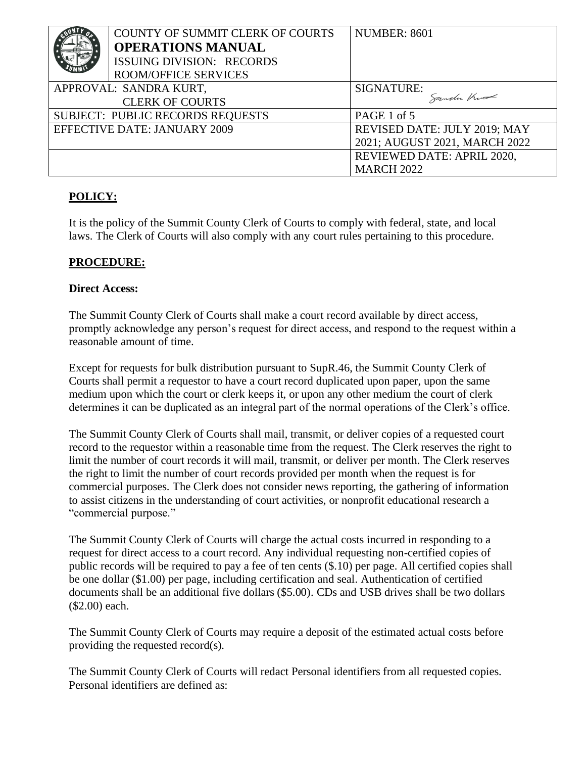| | COUNTY OF SUMMIT CLERK OF COURTS<br>**OPERATIONS MANUAL**<br>ISSUING DIVISION: RECORDS ROOM/OFFICE SERVICES | NUMBER: 8601 |
|---|---|---|
| APPROVAL: SANDRA KURT, CLERK OF COURTS | | SIGNATURE: |
| SUBJECT: PUBLIC RECORDS REQUESTS | | PAGE 1 of 5 |
| EFFECTIVE DATE: JANUARY 2009 | | REVISED DATE: JULY 2019; MAY 2021; AUGUST 2021, MARCH 2022 |
| | | REVIEWED DATE: APRIL 2020, MARCH 2022 |

## POLICY:

It is the policy of the Summit County Clerk of Courts to comply with federal, state, and local laws. The Clerk of Courts will also comply with any court rules pertaining to this procedure.

## PROCEDURE:

**Direct Access:**

The Summit County Clerk of Courts shall make a court record available by direct access, promptly acknowledge any person's request for direct access, and respond to the request within a reasonable amount of time.

Except for requests for bulk distribution pursuant to SupR.46, the Summit County Clerk of Courts shall permit a requestor to have a court record duplicated upon paper, upon the same medium upon which the court or clerk keeps it, or upon any other medium the court of clerk determines it can be duplicated as an integral part of the normal operations of the Clerk's office.

The Summit County Clerk of Courts shall mail, transmit, or deliver copies of a requested court record to the requestor within a reasonable time from the request. The Clerk reserves the right to limit the number of court records it will mail, transmit, or deliver per month. The Clerk reserves the right to limit the number of court records provided per month when the request is for commercial purposes. The Clerk does not consider news reporting, the gathering of information to assist citizens in the understanding of court activities, or nonprofit educational research a "commercial purpose."

The Summit County Clerk of Courts will charge the actual costs incurred in responding to a request for direct access to a court record. Any individual requesting non-certified copies of public records will be required to pay a fee of ten cents ($.10) per page. All certified copies shall be one dollar ($1.00) per page, including certification and seal. Authentication of certified documents shall be an additional five dollars ($5.00). CDs and USB drives shall be two dollars ($2.00) each.

The Summit County Clerk of Courts may require a deposit of the estimated actual costs before providing the requested record(s).

The Summit County Clerk of Courts will redact Personal identifiers from all requested copies. Personal identifiers are defined as: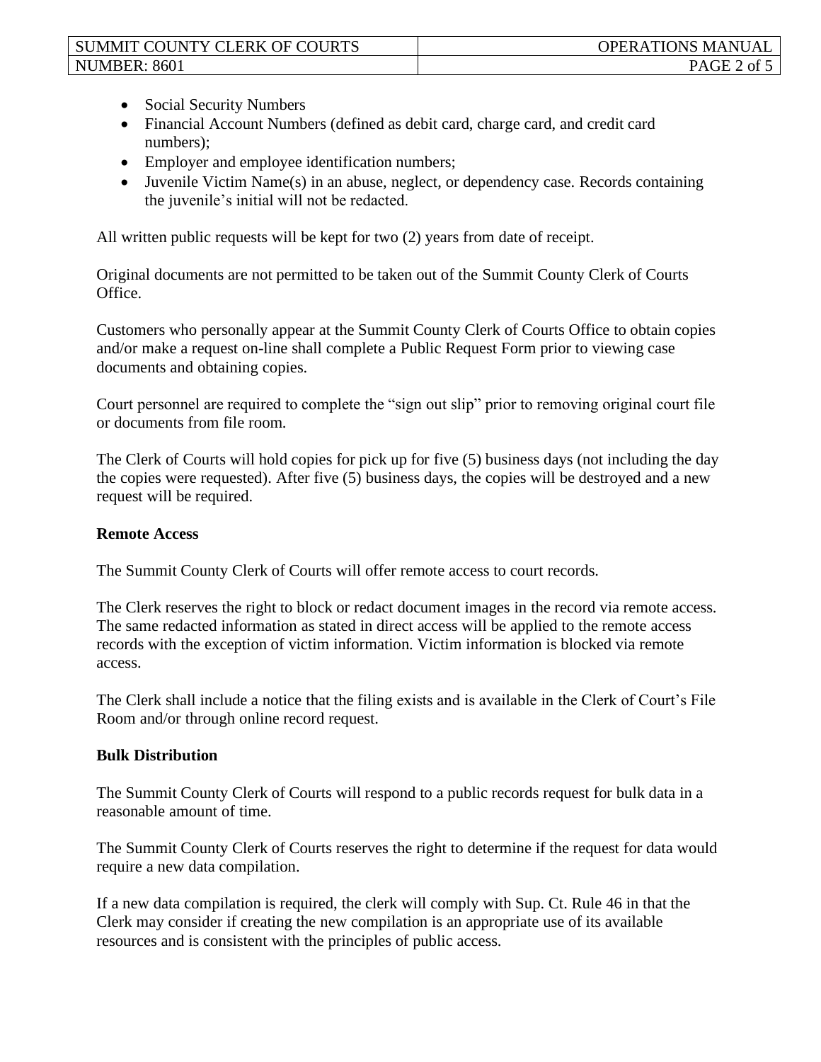- Social Security Numbers
- Financial Account Numbers (defined as debit card, charge card, and credit card numbers);
- Employer and employee identification numbers;
- Juvenile Victim Name(s) in an abuse, neglect, or dependency case. Records containing the juvenile's initial will not be redacted.

All written public requests will be kept for two (2) years from date of receipt.

Original documents are not permitted to be taken out of the Summit County Clerk of Courts Office.

Customers who personally appear at the Summit County Clerk of Courts Office to obtain copies and/or make a request on-line shall complete a Public Request Form prior to viewing case documents and obtaining copies.

Court personnel are required to complete the "sign out slip" prior to removing original court file or documents from file room.

The Clerk of Courts will hold copies for pick up for five (5) business days (not including the day the copies were requested). After five (5) business days, the copies will be destroyed and a new request will be required.

**Remote Access**

The Summit County Clerk of Courts will offer remote access to court records.

The Clerk reserves the right to block or redact document images in the record via remote access. The same redacted information as stated in direct access will be applied to the remote access records with the exception of victim information. Victim information is blocked via remote access.

The Clerk shall include a notice that the filing exists and is available in the Clerk of Court's File Room and/or through online record request.

**Bulk Distribution**

The Summit County Clerk of Courts will respond to a public records request for bulk data in a reasonable amount of time.

The Summit County Clerk of Courts reserves the right to determine if the request for data would require a new data compilation.

If a new data compilation is required, the clerk will comply with Sup. Ct. Rule 46 in that the Clerk may consider if creating the new compilation is an appropriate use of its available resources and is consistent with the principles of public access.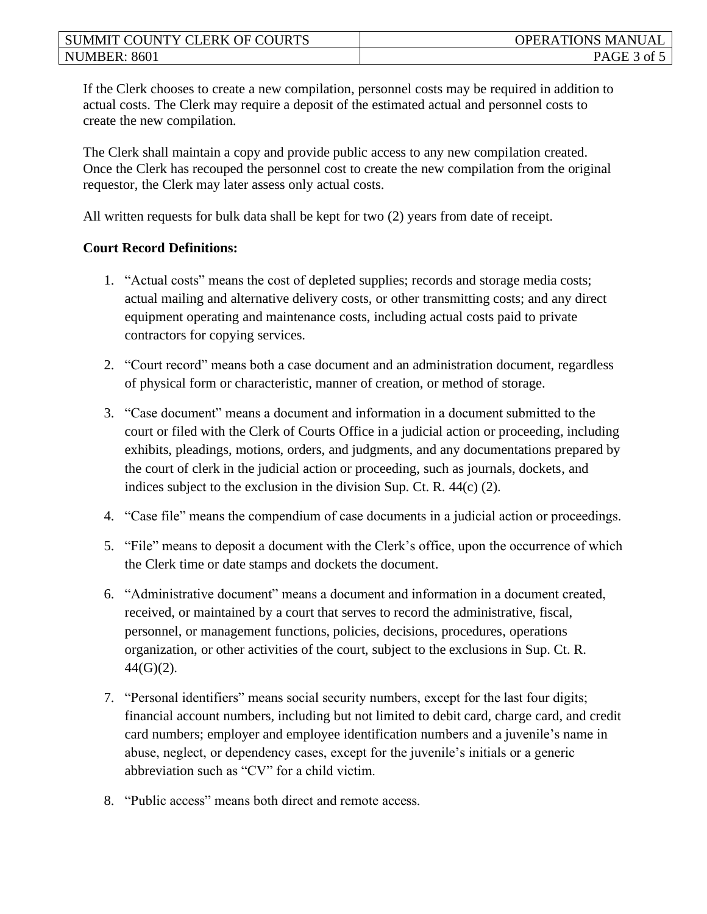If the Clerk chooses to create a new compilation, personnel costs may be required in addition to actual costs. The Clerk may require a deposit of the estimated actual and personnel costs to create the new compilation.

The Clerk shall maintain a copy and provide public access to any new compilation created. Once the Clerk has recouped the personnel cost to create the new compilation from the original requestor, the Clerk may later assess only actual costs.

All written requests for bulk data shall be kept for two (2) years from date of receipt.

**Court Record Definitions:**

1. "Actual costs" means the cost of depleted supplies; records and storage media costs; actual mailing and alternative delivery costs, or other transmitting costs; and any direct equipment operating and maintenance costs, including actual costs paid to private contractors for copying services.

2. "Court record" means both a case document and an administration document, regardless of physical form or characteristic, manner of creation, or method of storage.

3. "Case document" means a document and information in a document submitted to the court or filed with the Clerk of Courts Office in a judicial action or proceeding, including exhibits, pleadings, motions, orders, and judgments, and any documentations prepared by the court of clerk in the judicial action or proceeding, such as journals, dockets, and indices subject to the exclusion in the division Sup. Ct. R. 44(c) (2).

4. "Case file" means the compendium of case documents in a judicial action or proceedings.

5. "File" means to deposit a document with the Clerk's office, upon the occurrence of which the Clerk time or date stamps and dockets the document.

6. "Administrative document" means a document and information in a document created, received, or maintained by a court that serves to record the administrative, fiscal, personnel, or management functions, policies, decisions, procedures, operations organization, or other activities of the court, subject to the exclusions in Sup. Ct. R. 44(G)(2).

7. "Personal identifiers" means social security numbers, except for the last four digits; financial account numbers, including but not limited to debit card, charge card, and credit card numbers; employer and employee identification numbers and a juvenile's name in abuse, neglect, or dependency cases, except for the juvenile's initials or a generic abbreviation such as "CV" for a child victim.

8. "Public access" means both direct and remote access.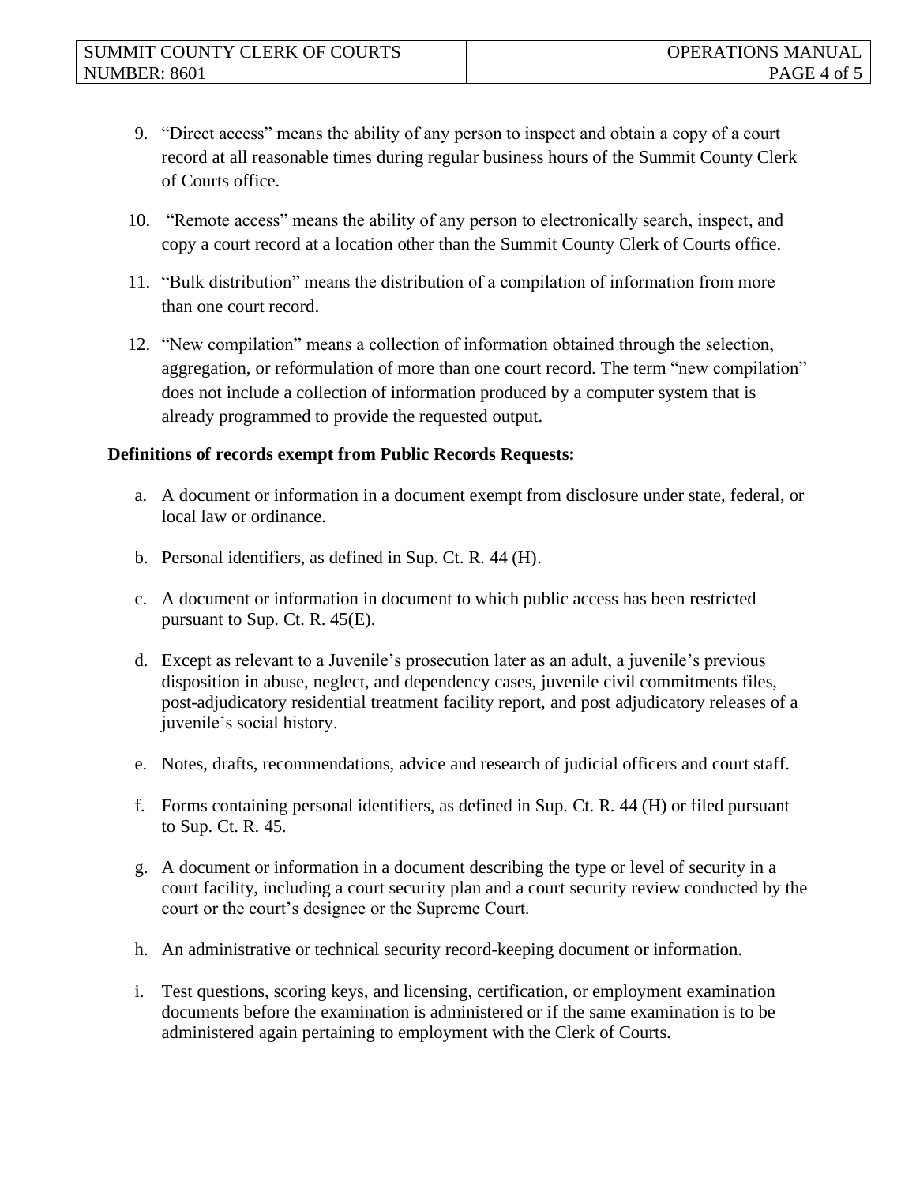9. "Direct access" means the ability of any person to inspect and obtain a copy of a court record at all reasonable times during regular business hours of the Summit County Clerk of Courts office.

10. "Remote access" means the ability of any person to electronically search, inspect, and copy a court record at a location other than the Summit County Clerk of Courts office.

11. "Bulk distribution" means the distribution of a compilation of information from more than one court record.

12. "New compilation" means a collection of information obtained through the selection, aggregation, or reformulation of more than one court record. The term "new compilation" does not include a collection of information produced by a computer system that is already programmed to provide the requested output.

**Definitions of records exempt from Public Records Requests:**

a. A document or information in a document exempt from disclosure under state, federal, or local law or ordinance.

b. Personal identifiers, as defined in Sup. Ct. R. 44 (H).

c. A document or information in document to which public access has been restricted pursuant to Sup. Ct. R. 45(E).

d. Except as relevant to a Juvenile's prosecution later as an adult, a juvenile's previous disposition in abuse, neglect, and dependency cases, juvenile civil commitments files, post-adjudicatory residential treatment facility report, and post adjudicatory releases of a juvenile's social history.

e. Notes, drafts, recommendations, advice and research of judicial officers and court staff.

f. Forms containing personal identifiers, as defined in Sup. Ct. R. 44 (H) or filed pursuant to Sup. Ct. R. 45.

g. A document or information in a document describing the type or level of security in a court facility, including a court security plan and a court security review conducted by the court or the court's designee or the Supreme Court.

h. An administrative or technical security record-keeping document or information.

i. Test questions, scoring keys, and licensing, certification, or employment examination documents before the examination is administered or if the same examination is to be administered again pertaining to employment with the Clerk of Courts.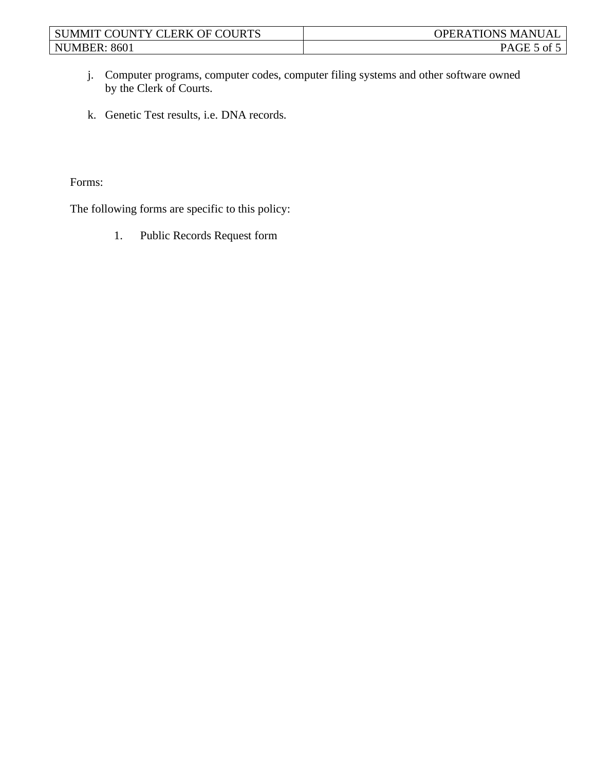j. Computer programs, computer codes, computer filing systems and other software owned by the Clerk of Courts.

k. Genetic Test results, i.e. DNA records.

Forms:

The following forms are specific to this policy:

1. Public Records Request form